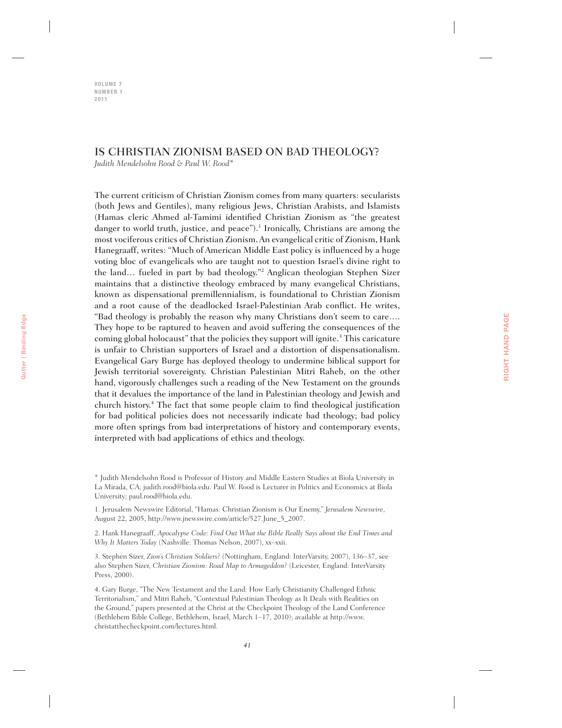# IS CHRISTIAN ZIONISM BASED ON BAD THEOLOGY?

*Judith Mendelsohn Rood & Paul W. Rood\**

The current criticism of Christian Zionism comes from many quarters: secularists (both Jews and Gentiles), many religious Jews, Christian Arabists, and Islamists (Hamas cleric Ahmed al-Tamimi identified Christian Zionism as "the greatest danger to world truth, justice, and peace").[1] Ironically, Christians are among the most vociferous critics of Christian Zionism. An evangelical critic of Zionism, Hank Hanegraaff, writes: "Much of American Middle East policy is influenced by a huge voting bloc of evangelicals who are taught not to question Israel's divine right to the land… fueled in part by bad theology."[2] Anglican theologian Stephen Sizer maintains that a distinctive theology embraced by many evangelical Christians, known as dispensational premillennialism, is foundational to Christian Zionism and a root cause of the deadlocked Israel-Palestinian Arab conflict. He writes, "Bad theology is probably the reason why many Christians don't seem to care…. They hope to be raptured to heaven and avoid suffering the consequences of the coming global holocaust" that the policies they support will ignite.[3] This caricature is unfair to Christian supporters of Israel and a distortion of dispensationalism. Evangelical Gary Burge has deployed theology to undermine biblical support for Jewish territorial sovereignty. Christian Palestinian Mitri Raheb, on the other hand, vigorously challenges such a reading of the New Testament on the grounds that it devalues the importance of the land in Palestinian theology and Jewish and church history.[4] The fact that some people claim to find theological justification for bad political policies does not necessarily indicate bad theology; bad policy more often springs from bad interpretations of history and contemporary events, interpreted with bad applications of ethics and theology.

\* Judith Mendelsohn Rood is Professor of History and Middle Eastern Studies at Biola University in La Mirada, CA; judith.rood@biola.edu. Paul W. Rood is Lecturer in Politics and Economics at Biola University; paul.rood@biola.edu.

1. Jerusalem Newswire Editorial, "Hamas: Christian Zionism is Our Enemy," *Jerusalem Newswire*, August 22, 2005, http://www.jnewswire.com/article/527.June_5_2007.

2. Hank Hanegraaff, *Apocalypse Code: Find Out What the Bible Really Says about the End Times and Why It Matters Today* (Nashville: Thomas Nelson, 2007), xx–xxii.

3. Stephen Sizer, *Zion's Christian Soldiers?* (Nottingham, England: InterVarsity, 2007), 136–37, see also Stephen Sizer, *Christian Zionism: Road Map to Armageddon?* (Leicester, England: InterVarsity Press, 2000).

4. Gary Burge, "The New Testament and the Land: How Early Christianity Challenged Ethnic Territorialism," and Mitri Raheb, "Contextual Palestinian Theology as It Deals with Realities on the Ground," papers presented at the Christ at the Checkpoint Theology of the Land Conference (Bethlehem Bible College, Bethlehem, Israel, March 1–17, 2010); available at http://www.christatthecheckpoint.com/lectures.html.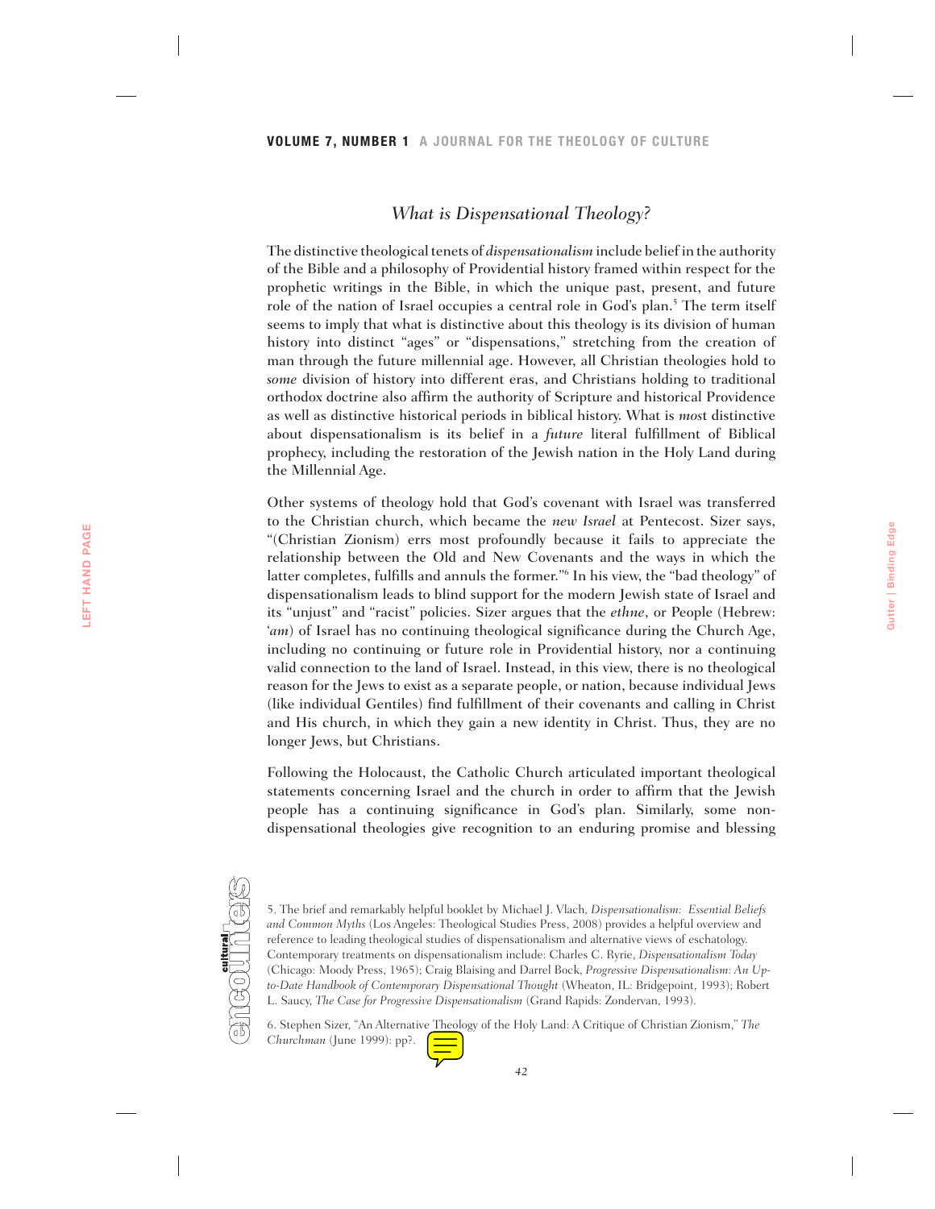## *What is Dispensational Theology?*

The distinctive theological tenets of *dispensationalism* include belief in the authority of the Bible and a philosophy of Providential history framed within respect for the prophetic writings in the Bible, in which the unique past, present, and future role of the nation of Israel occupies a central role in God's plan.[5] The term itself seems to imply that what is distinctive about this theology is its division of human history into distinct "ages" or "dispensations," stretching from the creation of man through the future millennial age. However, all Christian theologies hold to *some* division of history into different eras, and Christians holding to traditional orthodox doctrine also affirm the authority of Scripture and historical Providence as well as distinctive historical periods in biblical history. What is *most* distinctive about dispensationalism is its belief in a *future* literal fulfillment of Biblical prophecy, including the restoration of the Jewish nation in the Holy Land during the Millennial Age.

Other systems of theology hold that God's covenant with Israel was transferred to the Christian church, which became the *new Israel* at Pentecost. Sizer says, "(Christian Zionism) errs most profoundly because it fails to appreciate the relationship between the Old and New Covenants and the ways in which the latter completes, fulfills and annuls the former."[6] In his view, the "bad theology" of dispensationalism leads to blind support for the modern Jewish state of Israel and its "unjust" and "racist" policies. Sizer argues that the *ethne*, or People (Hebrew: '*am*) of Israel has no continuing theological significance during the Church Age, including no continuing or future role in Providential history, nor a continuing valid connection to the land of Israel. Instead, in this view, there is no theological reason for the Jews to exist as a separate people, or nation, because individual Jews (like individual Gentiles) find fulfillment of their covenants and calling in Christ and His church, in which they gain a new identity in Christ. Thus, they are no longer Jews, but Christians.

Following the Holocaust, the Catholic Church articulated important theological statements concerning Israel and the church in order to affirm that the Jewish people has a continuing significance in God's plan. Similarly, some non-dispensational theologies give recognition to an enduring promise and blessing

5. The brief and remarkably helpful booklet by Michael J. Vlach, *Dispensationalism: Essential Beliefs and Common Myths* (Los Angeles: Theological Studies Press, 2008) provides a helpful overview and reference to leading theological studies of dispensationalism and alternative views of eschatology. Contemporary treatments on dispensationalism include: Charles C. Ryrie, *Dispensationalism Today* (Chicago: Moody Press, 1965); Craig Blaising and Darrel Bock, *Progressive Dispensationalism: An Up-to-Date Handbook of Contemporary Dispensational Thought* (Wheaton, IL: Bridgepoint, 1993); Robert L. Saucy, *The Case for Progressive Dispensationalism* (Grand Rapids: Zondervan, 1993).

6. Stephen Sizer, "An Alternative Theology of the Holy Land: A Critique of Christian Zionism," *The Churchman* (June 1999): pp?.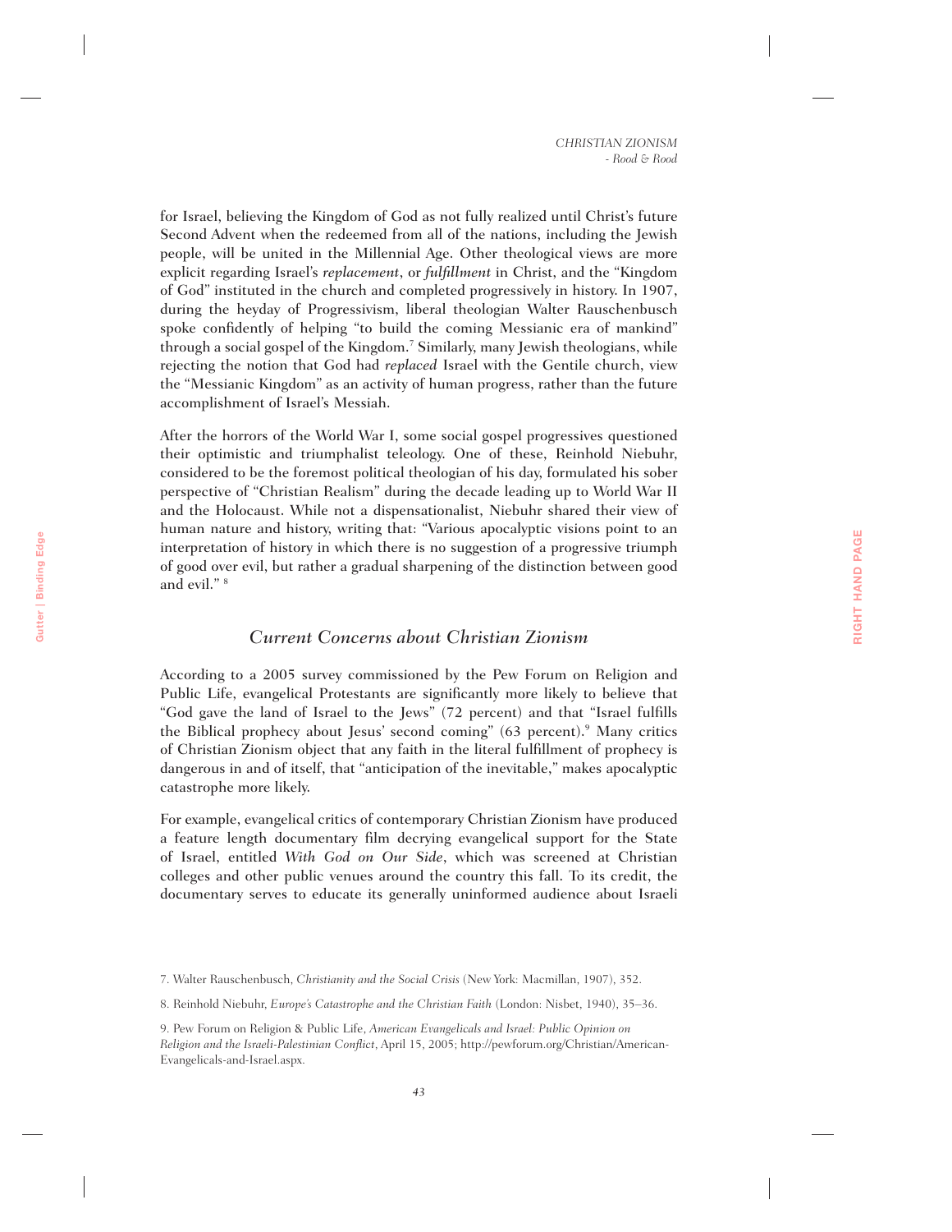for Israel, believing the Kingdom of God as not fully realized until Christ's future Second Advent when the redeemed from all of the nations, including the Jewish people, will be united in the Millennial Age. Other theological views are more explicit regarding Israel's *replacement*, or *fulfillment* in Christ, and the "Kingdom of God" instituted in the church and completed progressively in history. In 1907, during the heyday of Progressivism, liberal theologian Walter Rauschenbusch spoke confidently of helping "to build the coming Messianic era of mankind" through a social gospel of the Kingdom.[7] Similarly, many Jewish theologians, while rejecting the notion that God had *replaced* Israel with the Gentile church, view the "Messianic Kingdom" as an activity of human progress, rather than the future accomplishment of Israel's Messiah.

After the horrors of the World War I, some social gospel progressives questioned their optimistic and triumphalist teleology. One of these, Reinhold Niebuhr, considered to be the foremost political theologian of his day, formulated his sober perspective of "Christian Realism" during the decade leading up to World War II and the Holocaust. While not a dispensationalist, Niebuhr shared their view of human nature and history, writing that: "Various apocalyptic visions point to an interpretation of history in which there is no suggestion of a progressive triumph of good over evil, but rather a gradual sharpening of the distinction between good and evil." [8]

## Current Concerns about Christian Zionism

According to a 2005 survey commissioned by the Pew Forum on Religion and Public Life, evangelical Protestants are significantly more likely to believe that "God gave the land of Israel to the Jews" (72 percent) and that "Israel fulfills the Biblical prophecy about Jesus' second coming" (63 percent).[9] Many critics of Christian Zionism object that any faith in the literal fulfillment of prophecy is dangerous in and of itself, that "anticipation of the inevitable," makes apocalyptic catastrophe more likely.

For example, evangelical critics of contemporary Christian Zionism have produced a feature length documentary film decrying evangelical support for the State of Israel, entitled *With God on Our Side*, which was screened at Christian colleges and other public venues around the country this fall. To its credit, the documentary serves to educate its generally uninformed audience about Israeli

7. Walter Rauschenbusch, *Christianity and the Social Crisis* (New York: Macmillan, 1907), 352.

8. Reinhold Niebuhr, *Europe's Catastrophe and the Christian Faith* (London: Nisbet, 1940), 35–36.

9. Pew Forum on Religion & Public Life, *American Evangelicals and Israel: Public Opinion on Religion and the Israeli-Palestinian Conflict*, April 15, 2005; http://pewforum.org/Christian/American-Evangelicals-and-Israel.aspx.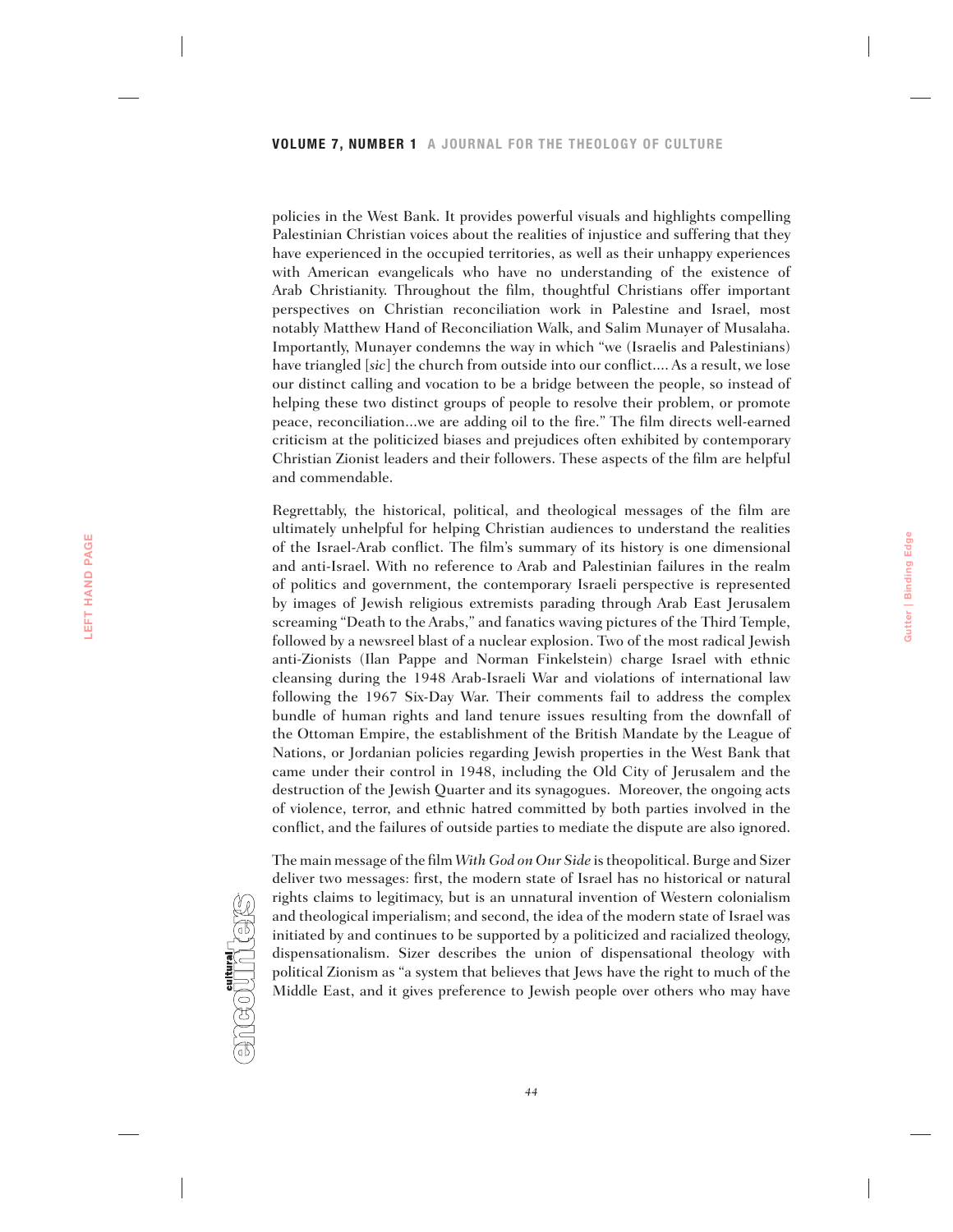policies in the West Bank. It provides powerful visuals and highlights compelling Palestinian Christian voices about the realities of injustice and suffering that they have experienced in the occupied territories, as well as their unhappy experiences with American evangelicals who have no understanding of the existence of Arab Christianity. Throughout the film, thoughtful Christians offer important perspectives on Christian reconciliation work in Palestine and Israel, most notably Matthew Hand of Reconciliation Walk, and Salim Munayer of Musalaha. Importantly, Munayer condemns the way in which "we (Israelis and Palestinians) have triangled [*sic*] the church from outside into our conflict.... As a result, we lose our distinct calling and vocation to be a bridge between the people, so instead of helping these two distinct groups of people to resolve their problem, or promote peace, reconciliation...we are adding oil to the fire." The film directs well-earned criticism at the politicized biases and prejudices often exhibited by contemporary Christian Zionist leaders and their followers. These aspects of the film are helpful and commendable.

Regrettably, the historical, political, and theological messages of the film are ultimately unhelpful for helping Christian audiences to understand the realities of the Israel-Arab conflict. The film's summary of its history is one dimensional and anti-Israel. With no reference to Arab and Palestinian failures in the realm of politics and government, the contemporary Israeli perspective is represented by images of Jewish religious extremists parading through Arab East Jerusalem screaming "Death to the Arabs," and fanatics waving pictures of the Third Temple, followed by a newsreel blast of a nuclear explosion. Two of the most radical Jewish anti-Zionists (Ilan Pappe and Norman Finkelstein) charge Israel with ethnic cleansing during the 1948 Arab-Israeli War and violations of international law following the 1967 Six-Day War. Their comments fail to address the complex bundle of human rights and land tenure issues resulting from the downfall of the Ottoman Empire, the establishment of the British Mandate by the League of Nations, or Jordanian policies regarding Jewish properties in the West Bank that came under their control in 1948, including the Old City of Jerusalem and the destruction of the Jewish Quarter and its synagogues. Moreover, the ongoing acts of violence, terror, and ethnic hatred committed by both parties involved in the conflict, and the failures of outside parties to mediate the dispute are also ignored.

The main message of the film *With God on Our Side* is theopolitical. Burge and Sizer deliver two messages: first, the modern state of Israel has no historical or natural rights claims to legitimacy, but is an unnatural invention of Western colonialism and theological imperialism; and second, the idea of the modern state of Israel was initiated by and continues to be supported by a politicized and racialized theology, dispensationalism. Sizer describes the union of dispensational theology with political Zionism as "a system that believes that Jews have the right to much of the Middle East, and it gives preference to Jewish people over others who may have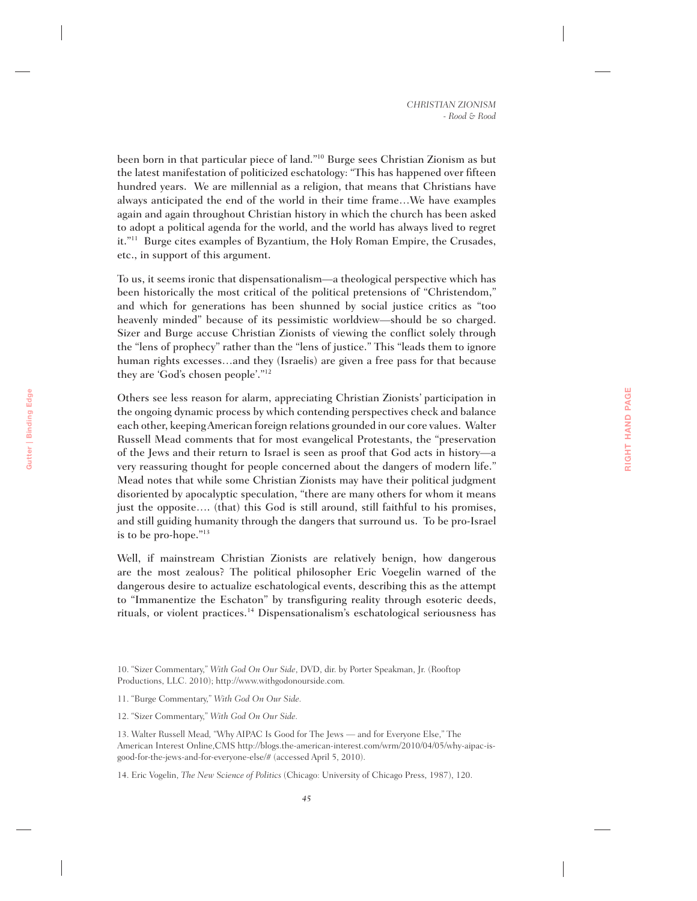been born in that particular piece of land."[10] Burge sees Christian Zionism as but the latest manifestation of politicized eschatology: "This has happened over fifteen hundred years. We are millennial as a religion, that means that Christians have always anticipated the end of the world in their time frame…We have examples again and again throughout Christian history in which the church has been asked to adopt a political agenda for the world, and the world has always lived to regret it."[11] Burge cites examples of Byzantium, the Holy Roman Empire, the Crusades, etc., in support of this argument.

To us, it seems ironic that dispensationalism—a theological perspective which has been historically the most critical of the political pretensions of "Christendom," and which for generations has been shunned by social justice critics as "too heavenly minded" because of its pessimistic worldview—should be so charged. Sizer and Burge accuse Christian Zionists of viewing the conflict solely through the "lens of prophecy" rather than the "lens of justice." This "leads them to ignore human rights excesses…and they (Israelis) are given a free pass for that because they are 'God's chosen people'."[12]

Others see less reason for alarm, appreciating Christian Zionists' participation in the ongoing dynamic process by which contending perspectives check and balance each other, keeping American foreign relations grounded in our core values. Walter Russell Mead comments that for most evangelical Protestants, the "preservation of the Jews and their return to Israel is seen as proof that God acts in history—a very reassuring thought for people concerned about the dangers of modern life." Mead notes that while some Christian Zionists may have their political judgment disoriented by apocalyptic speculation, "there are many others for whom it means just the opposite…. (that) this God is still around, still faithful to his promises, and still guiding humanity through the dangers that surround us. To be pro-Israel is to be pro-hope."[13]

Well, if mainstream Christian Zionists are relatively benign, how dangerous are the most zealous? The political philosopher Eric Voegelin warned of the dangerous desire to actualize eschatological events, describing this as the attempt to "Immanentize the Eschaton" by transfiguring reality through esoteric deeds, rituals, or violent practices.[14] Dispensationalism's eschatological seriousness has

10. "Sizer Commentary," *With God On Our Side*, DVD, dir. by Porter Speakman, Jr. (Rooftop Productions, LLC. 2010); http://www.withgodonourside.com.

11. "Burge Commentary," *With God On Our Side.*

12. "Sizer Commentary," *With God On Our Side.*

13. Walter Russell Mead, "Why AIPAC Is Good for The Jews — and for Everyone Else," The American Interest Online,CMS http://blogs.the-american-interest.com/wrm/2010/04/05/why-aipac-is-good-for-the-jews-and-for-everyone-else/# (accessed April 5, 2010).

14. Eric Vogelin, *The New Science of Politics* (Chicago: University of Chicago Press, 1987), 120.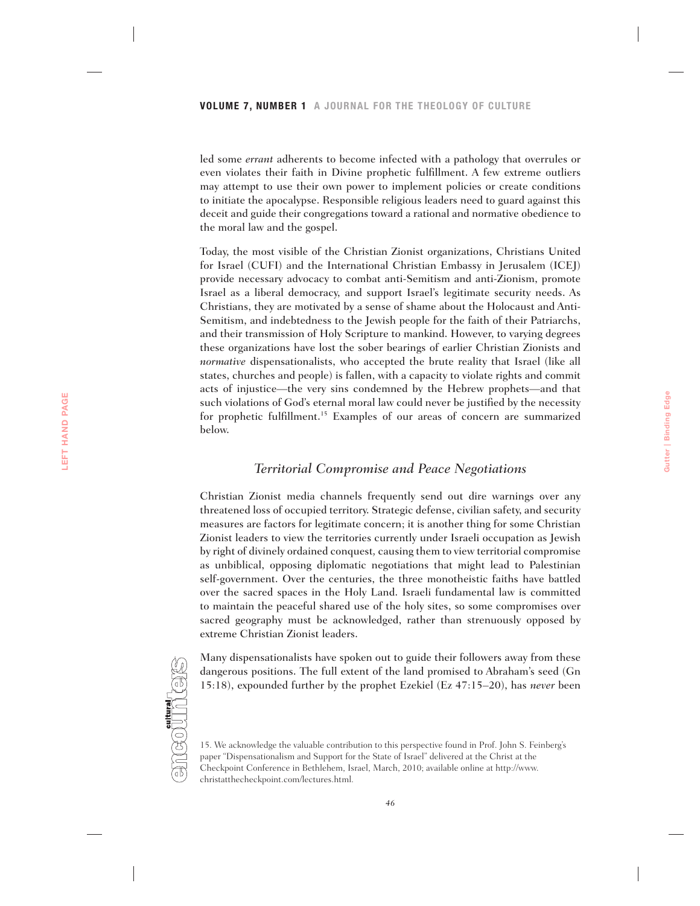led some *errant* adherents to become infected with a pathology that overrules or even violates their faith in Divine prophetic fulfillment. A few extreme outliers may attempt to use their own power to implement policies or create conditions to initiate the apocalypse. Responsible religious leaders need to guard against this deceit and guide their congregations toward a rational and normative obedience to the moral law and the gospel.

Today, the most visible of the Christian Zionist organizations, Christians United for Israel (CUFI) and the International Christian Embassy in Jerusalem (ICEJ) provide necessary advocacy to combat anti-Semitism and anti-Zionism, promote Israel as a liberal democracy, and support Israel's legitimate security needs. As Christians, they are motivated by a sense of shame about the Holocaust and Anti-Semitism, and indebtedness to the Jewish people for the faith of their Patriarchs, and their transmission of Holy Scripture to mankind. However, to varying degrees these organizations have lost the sober bearings of earlier Christian Zionists and *normative* dispensationalists, who accepted the brute reality that Israel (like all states, churches and people) is fallen, with a capacity to violate rights and commit acts of injustice—the very sins condemned by the Hebrew prophets—and that such violations of God's eternal moral law could never be justified by the necessity for prophetic fulfillment.[15] Examples of our areas of concern are summarized below.

## *Territorial Compromise and Peace Negotiations*

Christian Zionist media channels frequently send out dire warnings over any threatened loss of occupied territory. Strategic defense, civilian safety, and security measures are factors for legitimate concern; it is another thing for some Christian Zionist leaders to view the territories currently under Israeli occupation as Jewish by right of divinely ordained conquest, causing them to view territorial compromise as unbiblical, opposing diplomatic negotiations that might lead to Palestinian self-government. Over the centuries, the three monotheistic faiths have battled over the sacred spaces in the Holy Land. Israeli fundamental law is committed to maintain the peaceful shared use of the holy sites, so some compromises over sacred geography must be acknowledged, rather than strenuously opposed by extreme Christian Zionist leaders.

Many dispensationalists have spoken out to guide their followers away from these dangerous positions. The full extent of the land promised to Abraham's seed (Gn 15:18), expounded further by the prophet Ezekiel (Ez 47:15–20), has *never* been

15. We acknowledge the valuable contribution to this perspective found in Prof. John S. Feinberg's paper "Dispensationalism and Support for the State of Israel" delivered at the Christ at the Checkpoint Conference in Bethlehem, Israel, March, 2010; available online at http://www.christatthecheckpoint.com/lectures.html.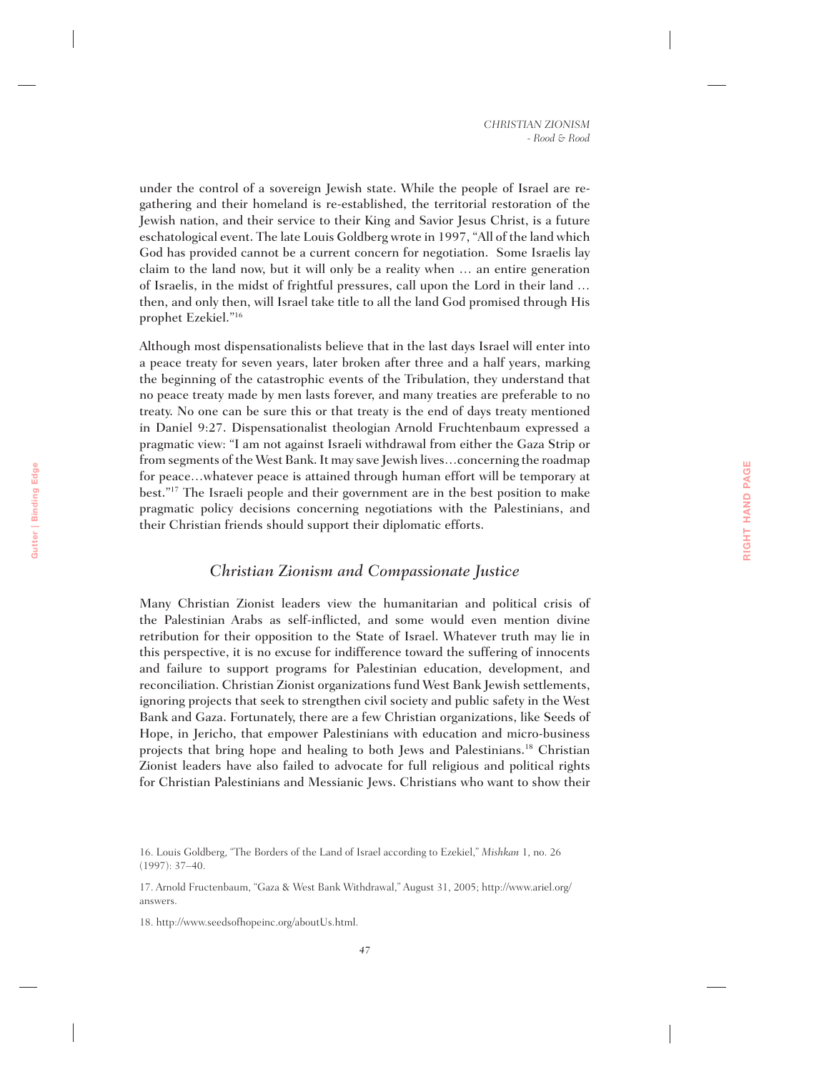under the control of a sovereign Jewish state. While the people of Israel are re-gathering and their homeland is re-established, the territorial restoration of the Jewish nation, and their service to their King and Savior Jesus Christ, is a future eschatological event. The late Louis Goldberg wrote in 1997, "All of the land which God has provided cannot be a current concern for negotiation. Some Israelis lay claim to the land now, but it will only be a reality when … an entire generation of Israelis, in the midst of frightful pressures, call upon the Lord in their land … then, and only then, will Israel take title to all the land God promised through His prophet Ezekiel."[16]

Although most dispensationalists believe that in the last days Israel will enter into a peace treaty for seven years, later broken after three and a half years, marking the beginning of the catastrophic events of the Tribulation, they understand that no peace treaty made by men lasts forever, and many treaties are preferable to no treaty. No one can be sure this or that treaty is the end of days treaty mentioned in Daniel 9:27. Dispensationalist theologian Arnold Fruchtenbaum expressed a pragmatic view: "I am not against Israeli withdrawal from either the Gaza Strip or from segments of the West Bank. It may save Jewish lives…concerning the roadmap for peace…whatever peace is attained through human effort will be temporary at best."[17] The Israeli people and their government are in the best position to make pragmatic policy decisions concerning negotiations with the Palestinians, and their Christian friends should support their diplomatic efforts.

## *Christian Zionism and Compassionate Justice*

Many Christian Zionist leaders view the humanitarian and political crisis of the Palestinian Arabs as self-inflicted, and some would even mention divine retribution for their opposition to the State of Israel. Whatever truth may lie in this perspective, it is no excuse for indifference toward the suffering of innocents and failure to support programs for Palestinian education, development, and reconciliation. Christian Zionist organizations fund West Bank Jewish settlements, ignoring projects that seek to strengthen civil society and public safety in the West Bank and Gaza. Fortunately, there are a few Christian organizations, like Seeds of Hope, in Jericho, that empower Palestinians with education and micro-business projects that bring hope and healing to both Jews and Palestinians.[18] Christian Zionist leaders have also failed to advocate for full religious and political rights for Christian Palestinians and Messianic Jews. Christians who want to show their

16. Louis Goldberg, "The Borders of the Land of Israel according to Ezekiel," *Mishkan* 1, no. 26 (1997): 37–40.

17. Arnold Fructenbaum, "Gaza & West Bank Withdrawal," August 31, 2005; http://www.ariel.org/answers.

18. http://www.seedsofhopeinc.org/aboutUs.html.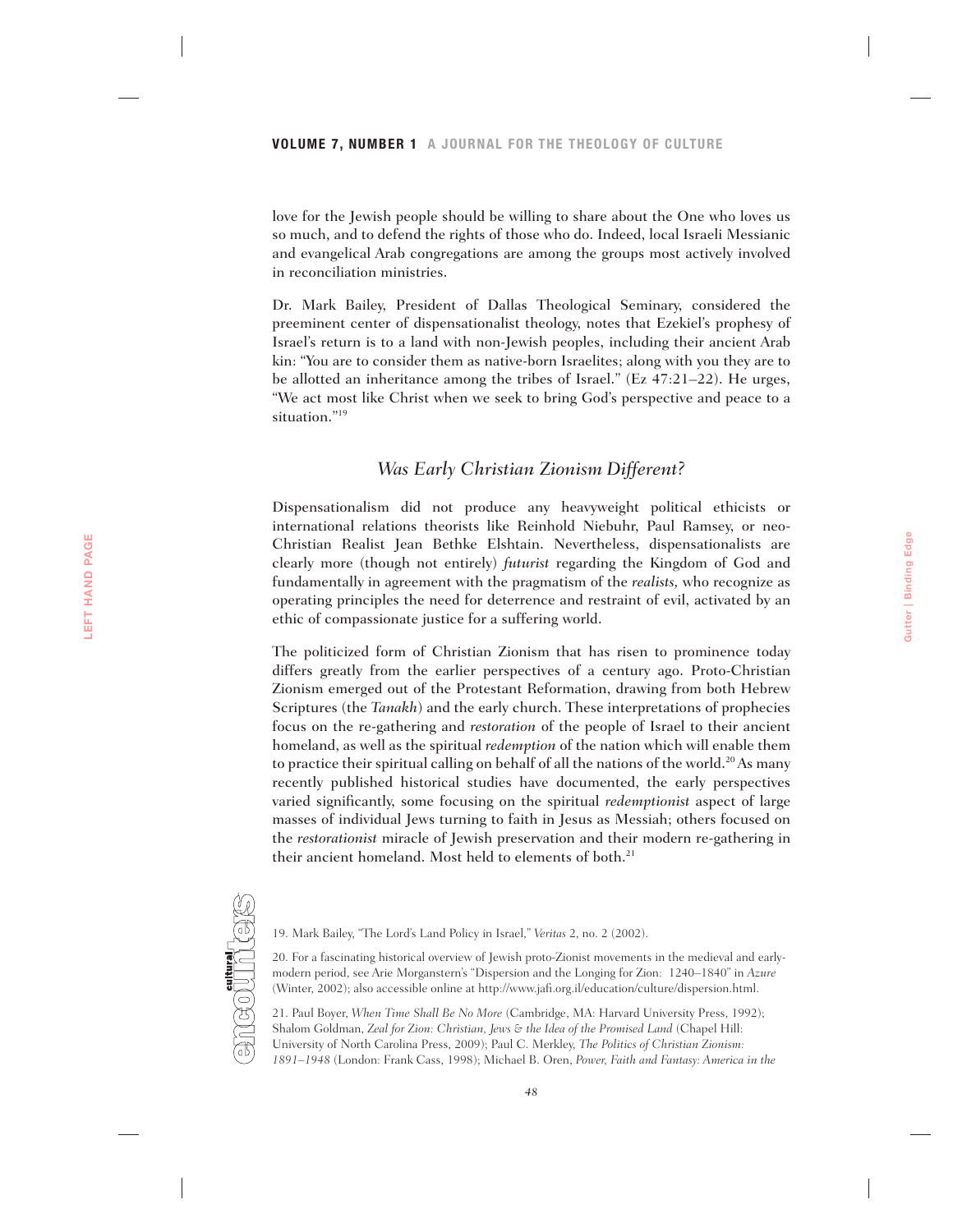love for the Jewish people should be willing to share about the One who loves us so much, and to defend the rights of those who do. Indeed, local Israeli Messianic and evangelical Arab congregations are among the groups most actively involved in reconciliation ministries.

Dr. Mark Bailey, President of Dallas Theological Seminary, considered the preeminent center of dispensationalist theology, notes that Ezekiel's prophesy of Israel's return is to a land with non-Jewish peoples, including their ancient Arab kin: "You are to consider them as native-born Israelites; along with you they are to be allotted an inheritance among the tribes of Israel." (Ez 47:21–22). He urges, "We act most like Christ when we seek to bring God's perspective and peace to a situation."[19]

## *Was Early Christian Zionism Different?*

Dispensationalism did not produce any heavyweight political ethicists or international relations theorists like Reinhold Niebuhr, Paul Ramsey, or neo-Christian Realist Jean Bethke Elshtain. Nevertheless, dispensationalists are clearly more (though not entirely) *futurist* regarding the Kingdom of God and fundamentally in agreement with the pragmatism of the *realists*, who recognize as operating principles the need for deterrence and restraint of evil, activated by an ethic of compassionate justice for a suffering world.

The politicized form of Christian Zionism that has risen to prominence today differs greatly from the earlier perspectives of a century ago. Proto-Christian Zionism emerged out of the Protestant Reformation, drawing from both Hebrew Scriptures (the *Tanakh*) and the early church. These interpretations of prophecies focus on the re-gathering and *restoration* of the people of Israel to their ancient homeland, as well as the spiritual *redemption* of the nation which will enable them to practice their spiritual calling on behalf of all the nations of the world.[20] As many recently published historical studies have documented, the early perspectives varied significantly, some focusing on the spiritual *redemptionist* aspect of large masses of individual Jews turning to faith in Jesus as Messiah; others focused on the *restorationist* miracle of Jewish preservation and their modern re-gathering in their ancient homeland. Most held to elements of both.[21]

19. Mark Bailey, "The Lord's Land Policy in Israel," *Veritas* 2, no. 2 (2002).

20. For a fascinating historical overview of Jewish proto-Zionist movements in the medieval and early-modern period, see Arie Morganstern's "Dispersion and the Longing for Zion: 1240–1840" in *Azure* (Winter, 2002); also accessible online at http://www.jafi.org.il/education/culture/dispersion.html.

21. Paul Boyer, *When Time Shall Be No More* (Cambridge, MA: Harvard University Press, 1992); Shalom Goldman, *Zeal for Zion: Christian, Jews & the Idea of the Promised Land* (Chapel Hill: University of North Carolina Press, 2009); Paul C. Merkley, *The Politics of Christian Zionism: 1891–1948* (London: Frank Cass, 1998); Michael B. Oren, *Power, Faith and Fantasy: America in the*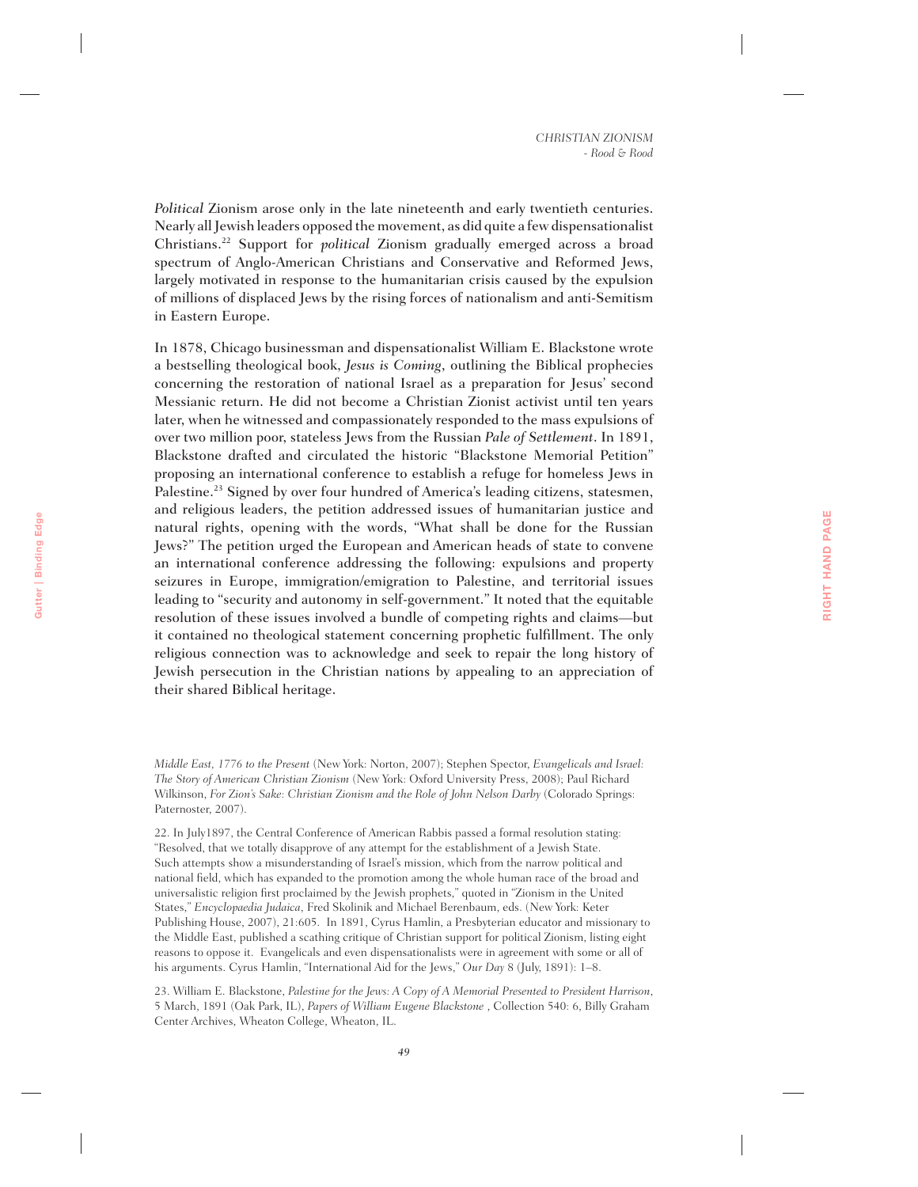*Political* Zionism arose only in the late nineteenth and early twentieth centuries. Nearly all Jewish leaders opposed the movement, as did quite a few dispensationalist Christians.[22] Support for *political* Zionism gradually emerged across a broad spectrum of Anglo-American Christians and Conservative and Reformed Jews, largely motivated in response to the humanitarian crisis caused by the expulsion of millions of displaced Jews by the rising forces of nationalism and anti-Semitism in Eastern Europe.

In 1878, Chicago businessman and dispensationalist William E. Blackstone wrote a bestselling theological book, *Jesus is Coming*, outlining the Biblical prophecies concerning the restoration of national Israel as a preparation for Jesus' second Messianic return. He did not become a Christian Zionist activist until ten years later, when he witnessed and compassionately responded to the mass expulsions of over two million poor, stateless Jews from the Russian *Pale of Settlement*. In 1891, Blackstone drafted and circulated the historic "Blackstone Memorial Petition" proposing an international conference to establish a refuge for homeless Jews in Palestine.[23] Signed by over four hundred of America's leading citizens, statesmen, and religious leaders, the petition addressed issues of humanitarian justice and natural rights, opening with the words, "What shall be done for the Russian Jews?" The petition urged the European and American heads of state to convene an international conference addressing the following: expulsions and property seizures in Europe, immigration/emigration to Palestine, and territorial issues leading to "security and autonomy in self-government." It noted that the equitable resolution of these issues involved a bundle of competing rights and claims—but it contained no theological statement concerning prophetic fulfillment. The only religious connection was to acknowledge and seek to repair the long history of Jewish persecution in the Christian nations by appealing to an appreciation of their shared Biblical heritage.

---

*Middle East, 1776 to the Present* (New York: Norton, 2007); Stephen Spector, *Evangelicals and Israel: The Story of American Christian Zionism* (New York: Oxford University Press, 2008); Paul Richard Wilkinson, *For Zion's Sake: Christian Zionism and the Role of John Nelson Darby* (Colorado Springs: Paternoster, 2007).

22. In July1897, the Central Conference of American Rabbis passed a formal resolution stating: "Resolved, that we totally disapprove of any attempt for the establishment of a Jewish State. Such attempts show a misunderstanding of Israel's mission, which from the narrow political and national field, which has expanded to the promotion among the whole human race of the broad and universalistic religion first proclaimed by the Jewish prophets," quoted in "Zionism in the United States," *Encyclopaedia Judaica*, Fred Skolinik and Michael Berenbaum, eds. (New York: Keter Publishing House, 2007), 21:605. In 1891, Cyrus Hamlin, a Presbyterian educator and missionary to the Middle East, published a scathing critique of Christian support for political Zionism, listing eight reasons to oppose it. Evangelicals and even dispensationalists were in agreement with some or all of his arguments. Cyrus Hamlin, "International Aid for the Jews," *Our Day* 8 (July, 1891): 1–8.

23. William E. Blackstone, *Palestine for the Jews: A Copy of A Memorial Presented to President Harrison*, 5 March, 1891 (Oak Park, IL), *Papers of William Eugene Blackstone* , Collection 540: 6, Billy Graham Center Archives, Wheaton College, Wheaton, IL.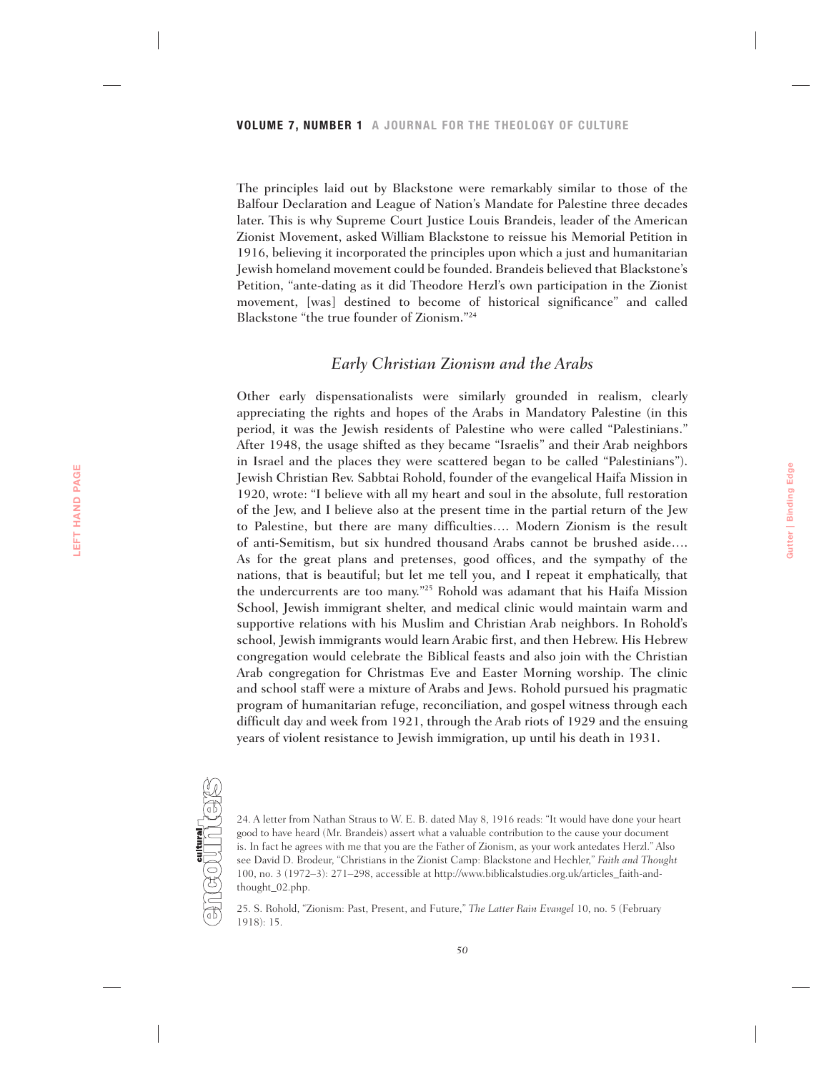The principles laid out by Blackstone were remarkably similar to those of the Balfour Declaration and League of Nation's Mandate for Palestine three decades later. This is why Supreme Court Justice Louis Brandeis, leader of the American Zionist Movement, asked William Blackstone to reissue his Memorial Petition in 1916, believing it incorporated the principles upon which a just and humanitarian Jewish homeland movement could be founded. Brandeis believed that Blackstone's Petition, "ante-dating as it did Theodore Herzl's own participation in the Zionist movement, [was] destined to become of historical significance" and called Blackstone "the true founder of Zionism."[24]

## *Early Christian Zionism and the Arabs*

Other early dispensationalists were similarly grounded in realism, clearly appreciating the rights and hopes of the Arabs in Mandatory Palestine (in this period, it was the Jewish residents of Palestine who were called "Palestinians." After 1948, the usage shifted as they became "Israelis" and their Arab neighbors in Israel and the places they were scattered began to be called "Palestinians"). Jewish Christian Rev. Sabbtai Rohold, founder of the evangelical Haifa Mission in 1920, wrote: "I believe with all my heart and soul in the absolute, full restoration of the Jew, and I believe also at the present time in the partial return of the Jew to Palestine, but there are many difficulties…. Modern Zionism is the result of anti-Semitism, but six hundred thousand Arabs cannot be brushed aside…. As for the great plans and pretenses, good offices, and the sympathy of the nations, that is beautiful; but let me tell you, and I repeat it emphatically, that the undercurrents are too many."[25] Rohold was adamant that his Haifa Mission School, Jewish immigrant shelter, and medical clinic would maintain warm and supportive relations with his Muslim and Christian Arab neighbors. In Rohold's school, Jewish immigrants would learn Arabic first, and then Hebrew. His Hebrew congregation would celebrate the Biblical feasts and also join with the Christian Arab congregation for Christmas Eve and Easter Morning worship. The clinic and school staff were a mixture of Arabs and Jews. Rohold pursued his pragmatic program of humanitarian refuge, reconciliation, and gospel witness through each difficult day and week from 1921, through the Arab riots of 1929 and the ensuing years of violent resistance to Jewish immigration, up until his death in 1931.

24. A letter from Nathan Straus to W. E. B. dated May 8, 1916 reads: "It would have done your heart good to have heard (Mr. Brandeis) assert what a valuable contribution to the cause your document is. In fact he agrees with me that you are the Father of Zionism, as your work antedates Herzl." Also see David D. Brodeur, "Christians in the Zionist Camp: Blackstone and Hechler," *Faith and Thought* 100, no. 3 (1972–3): 271–298, accessible at http://www.biblicalstudies.org.uk/articles_faith-and-thought_02.php.

25. S. Rohold, "Zionism: Past, Present, and Future," *The Latter Rain Evangel* 10, no. 5 (February 1918): 15.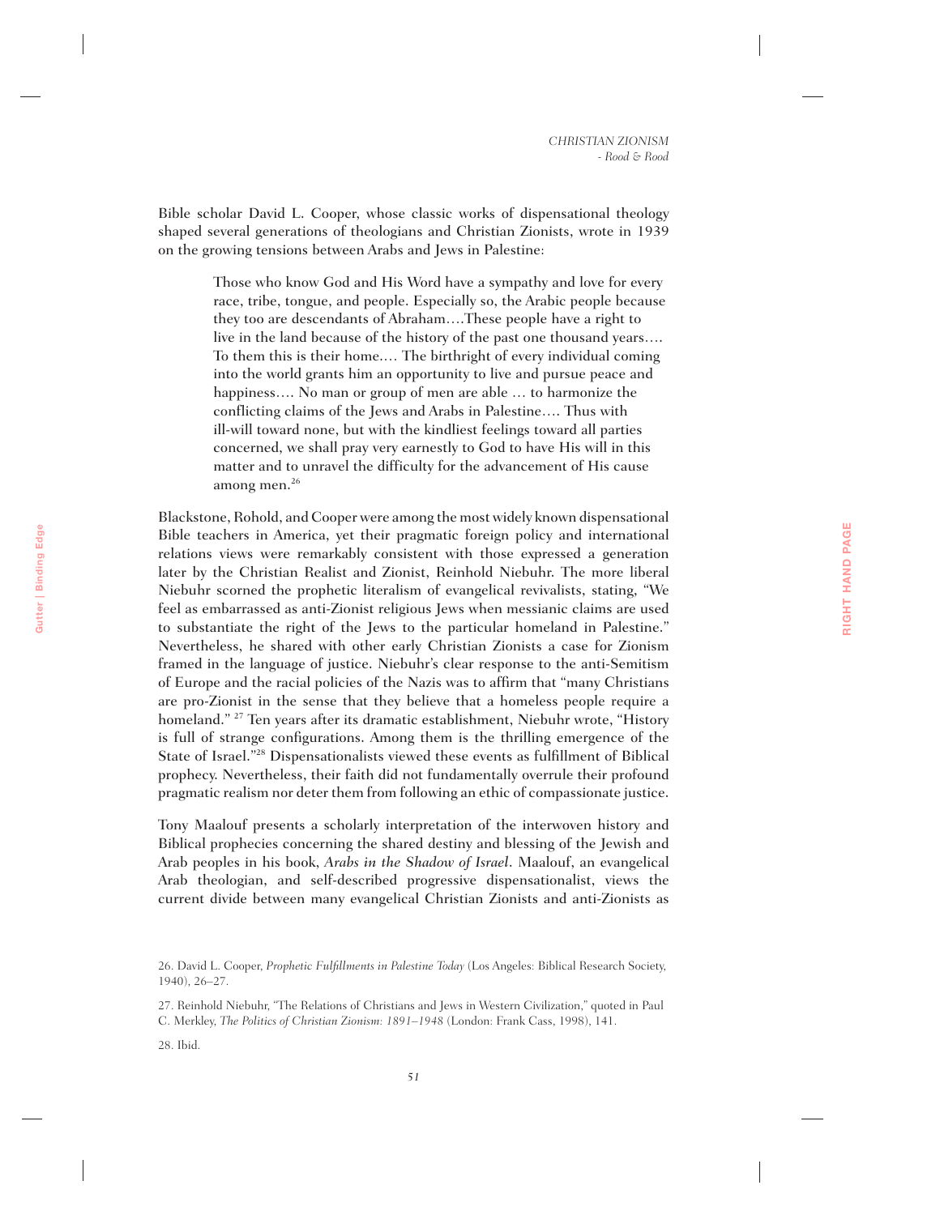Bible scholar David L. Cooper, whose classic works of dispensational theology shaped several generations of theologians and Christian Zionists, wrote in 1939 on the growing tensions between Arabs and Jews in Palestine:

> Those who know God and His Word have a sympathy and love for every race, tribe, tongue, and people. Especially so, the Arabic people because they too are descendants of Abraham….These people have a right to live in the land because of the history of the past one thousand years…. To them this is their home.… The birthright of every individual coming into the world grants him an opportunity to live and pursue peace and happiness…. No man or group of men are able … to harmonize the conflicting claims of the Jews and Arabs in Palestine…. Thus with ill-will toward none, but with the kindliest feelings toward all parties concerned, we shall pray very earnestly to God to have His will in this matter and to unravel the difficulty for the advancement of His cause among men.[26]

Blackstone, Rohold, and Cooper were among the most widely known dispensational Bible teachers in America, yet their pragmatic foreign policy and international relations views were remarkably consistent with those expressed a generation later by the Christian Realist and Zionist, Reinhold Niebuhr. The more liberal Niebuhr scorned the prophetic literalism of evangelical revivalists, stating, "We feel as embarrassed as anti-Zionist religious Jews when messianic claims are used to substantiate the right of the Jews to the particular homeland in Palestine." Nevertheless, he shared with other early Christian Zionists a case for Zionism framed in the language of justice. Niebuhr's clear response to the anti-Semitism of Europe and the racial policies of the Nazis was to affirm that "many Christians are pro-Zionist in the sense that they believe that a homeless people require a homeland." [27] Ten years after its dramatic establishment, Niebuhr wrote, "History is full of strange configurations. Among them is the thrilling emergence of the State of Israel."[28] Dispensationalists viewed these events as fulfillment of Biblical prophecy. Nevertheless, their faith did not fundamentally overrule their profound pragmatic realism nor deter them from following an ethic of compassionate justice.

Tony Maalouf presents a scholarly interpretation of the interwoven history and Biblical prophecies concerning the shared destiny and blessing of the Jewish and Arab peoples in his book, *Arabs in the Shadow of Israel*. Maalouf, an evangelical Arab theologian, and self-described progressive dispensationalist, views the current divide between many evangelical Christian Zionists and anti-Zionists as

26. David L. Cooper, *Prophetic Fulfillments in Palestine Today* (Los Angeles: Biblical Research Society, 1940), 26–27.

27. Reinhold Niebuhr, "The Relations of Christians and Jews in Western Civilization," quoted in Paul C. Merkley, *The Politics of Christian Zionism: 1891–1948* (London: Frank Cass, 1998), 141.

28. Ibid.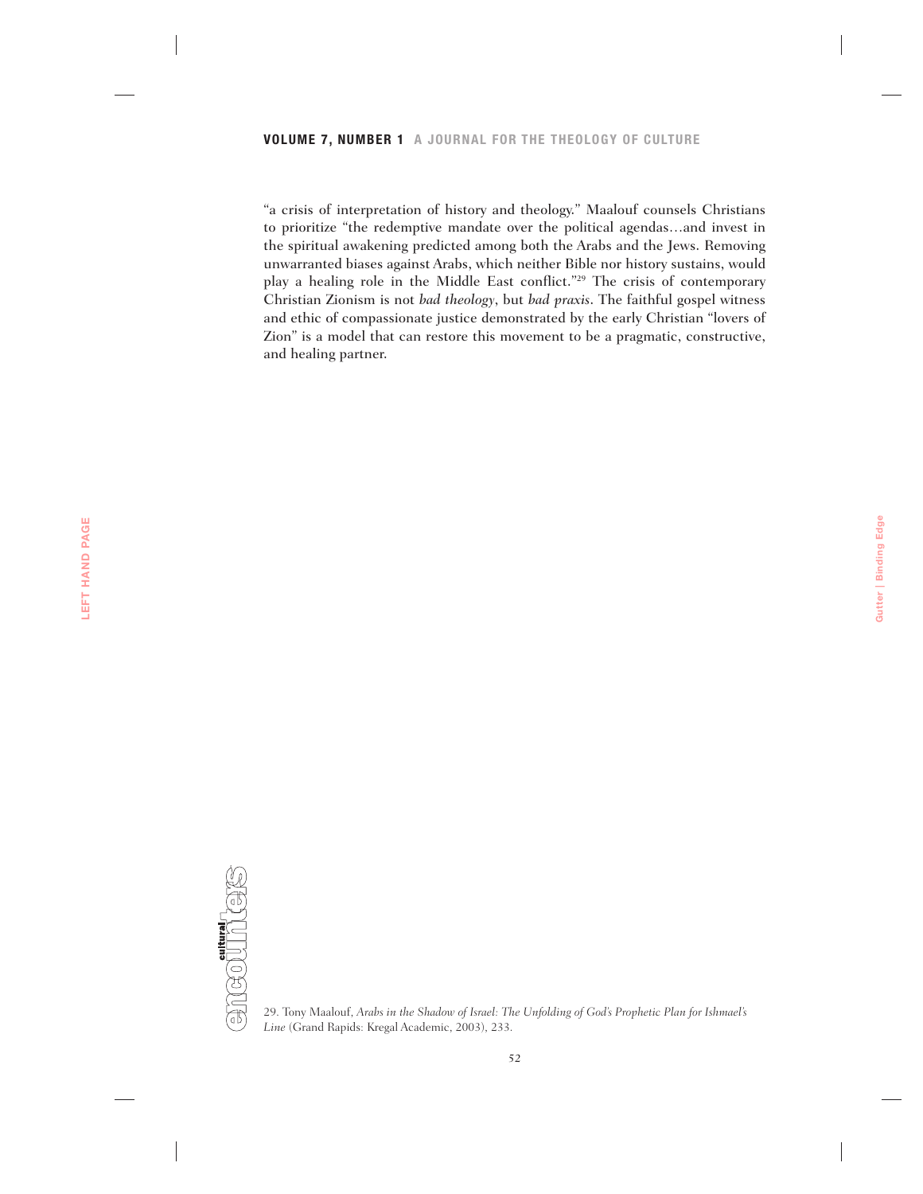"a crisis of interpretation of history and theology." Maalouf counsels Christians to prioritize "the redemptive mandate over the political agendas…and invest in the spiritual awakening predicted among both the Arabs and the Jews. Removing unwarranted biases against Arabs, which neither Bible nor history sustains, would play a healing role in the Middle East conflict."[29] The crisis of contemporary Christian Zionism is not *bad theology*, but *bad praxis*. The faithful gospel witness and ethic of compassionate justice demonstrated by the early Christian "lovers of Zion" is a model that can restore this movement to be a pragmatic, constructive, and healing partner.

29. Tony Maalouf, *Arabs in the Shadow of Israel: The Unfolding of God's Prophetic Plan for Ishmael's Line* (Grand Rapids: Kregal Academic, 2003), 233.